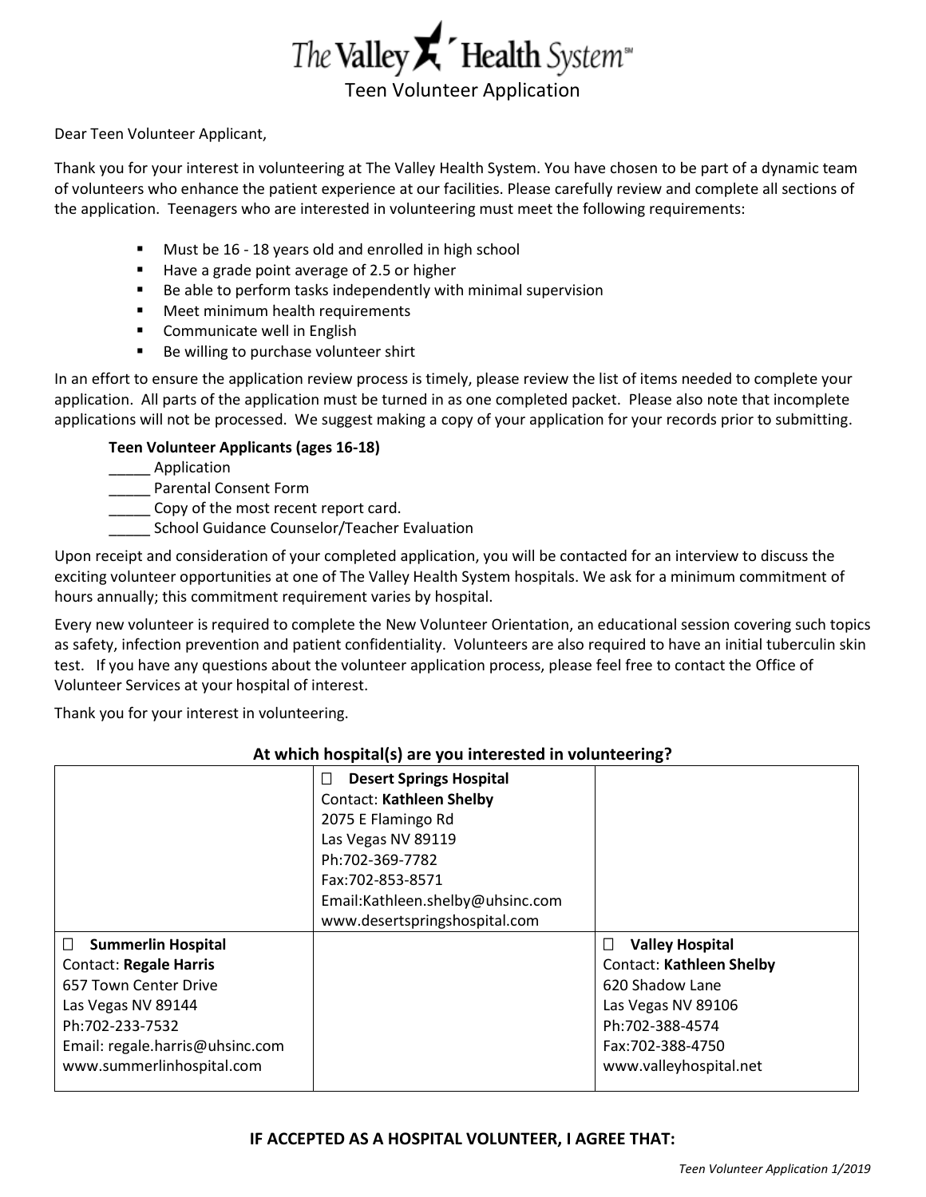# The Valley Health System

## Teen Volunteer Application

Dear Teen Volunteer Applicant,

Thank you for your interest in volunteering at The Valley Health System. You have chosen to be part of a dynamic team of volunteers who enhance the patient experience at our facilities. Please carefully review and complete all sections of the application. Teenagers who are interested in volunteering must meet the following requirements:

- Must be 16 - 18 years old and enrolled in high school
- Have a grade point average of 2.5 or higher
- Be able to perform tasks independently with minimal supervision
- Meet minimum health requirements
- Communicate well in English
- Be willing to purchase volunteer shirt

In an effort to ensure the application review process is timely, please review the list of items needed to complete your application. All parts of the application must be turned in as one completed packet. Please also note that incomplete applications will not be processed. We suggest making a copy of your application for your records prior to submitting.

**Teen Volunteer Applicants (ages 16-18)**

_____ Application
_____ Parental Consent Form
_____ Copy of the most recent report card.
_____ School Guidance Counselor/Teacher Evaluation

Upon receipt and consideration of your completed application, you will be contacted for an interview to discuss the exciting volunteer opportunities at one of The Valley Health System hospitals. We ask for a minimum commitment of hours annually; this commitment requirement varies by hospital.

Every new volunteer is required to complete the New Volunteer Orientation, an educational session covering such topics as safety, infection prevention and patient confidentiality. Volunteers are also required to have an initial tuberculin skin test. If you have any questions about the volunteer application process, please feel free to contact the Office of Volunteer Services at your hospital of interest.

Thank you for your interest in volunteering.

### At which hospital(s) are you interested in volunteering?

| | | |
|---|---|---|
| | ☐ **Desert Springs Hospital**<br>Contact: **Kathleen Shelby**<br>2075 E Flamingo Rd<br>Las Vegas NV 89119<br>Ph:702-369-7782<br>Fax:702-853-8571<br>Email:Kathleen.shelby@uhsinc.com<br>www.desertspringshospital.com | |
| ☐ **Summerlin Hospital**<br>Contact: **Regale Harris**<br>657 Town Center Drive<br>Las Vegas NV 89144<br>Ph:702-233-7532<br>Email: regale.harris@uhsinc.com<br>www.summerlinhospital.com | | ☐ **Valley Hospital**<br>Contact: **Kathleen Shelby**<br>620 Shadow Lane<br>Las Vegas NV 89106<br>Ph:702-388-4574<br>Fax:702-388-4750<br>www.valleyhospital.net |

### IF ACCEPTED AS A HOSPITAL VOLUNTEER, I AGREE THAT: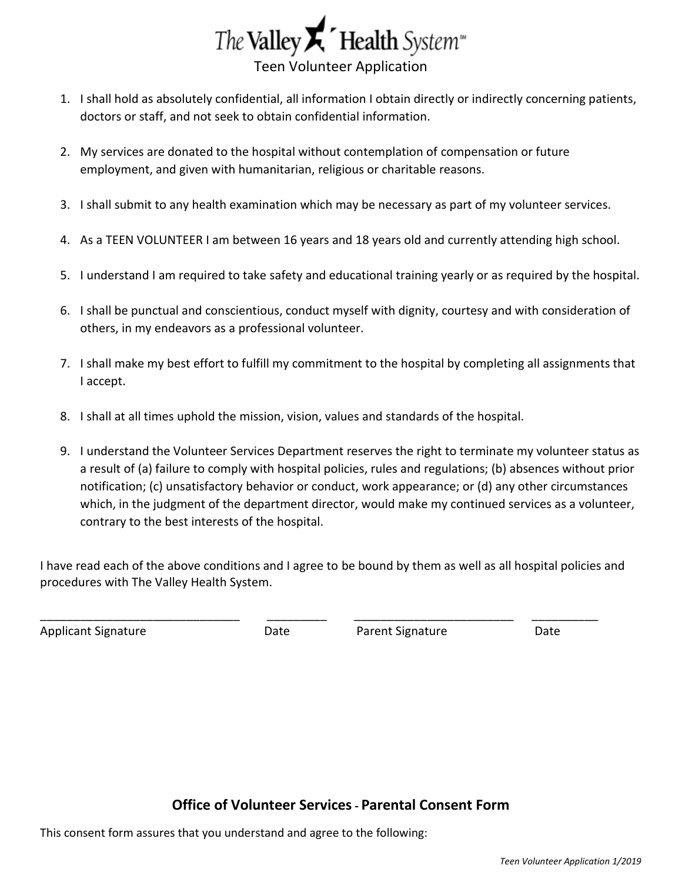# The Valley Health System

Teen Volunteer Application

1. I shall hold as absolutely confidential, all information I obtain directly or indirectly concerning patients, doctors or staff, and not seek to obtain confidential information.

2. My services are donated to the hospital without contemplation of compensation or future employment, and given with humanitarian, religious or charitable reasons.

3. I shall submit to any health examination which may be necessary as part of my volunteer services.

4. As a TEEN VOLUNTEER I am between 16 years and 18 years old and currently attending high school.

5. I understand I am required to take safety and educational training yearly or as required by the hospital.

6. I shall be punctual and conscientious, conduct myself with dignity, courtesy and with consideration of others, in my endeavors as a professional volunteer.

7. I shall make my best effort to fulfill my commitment to the hospital by completing all assignments that I accept.

8. I shall at all times uphold the mission, vision, values and standards of the hospital.

9. I understand the Volunteer Services Department reserves the right to terminate my volunteer status as a result of (a) failure to comply with hospital policies, rules and regulations; (b) absences without prior notification; (c) unsatisfactory behavior or conduct, work appearance; or (d) any other circumstances which, in the judgment of the department director, would make my continued services as a volunteer, contrary to the best interests of the hospital.

I have read each of the above conditions and I agree to be bound by them as well as all hospital policies and procedures with The Valley Health System.

_______________________________ Applicant Signature    _________ Date    _________________________ Parent Signature    __________ Date

## Office of Volunteer Services - Parental Consent Form

This consent form assures that you understand and agree to the following:

*Teen Volunteer Application 1/2019*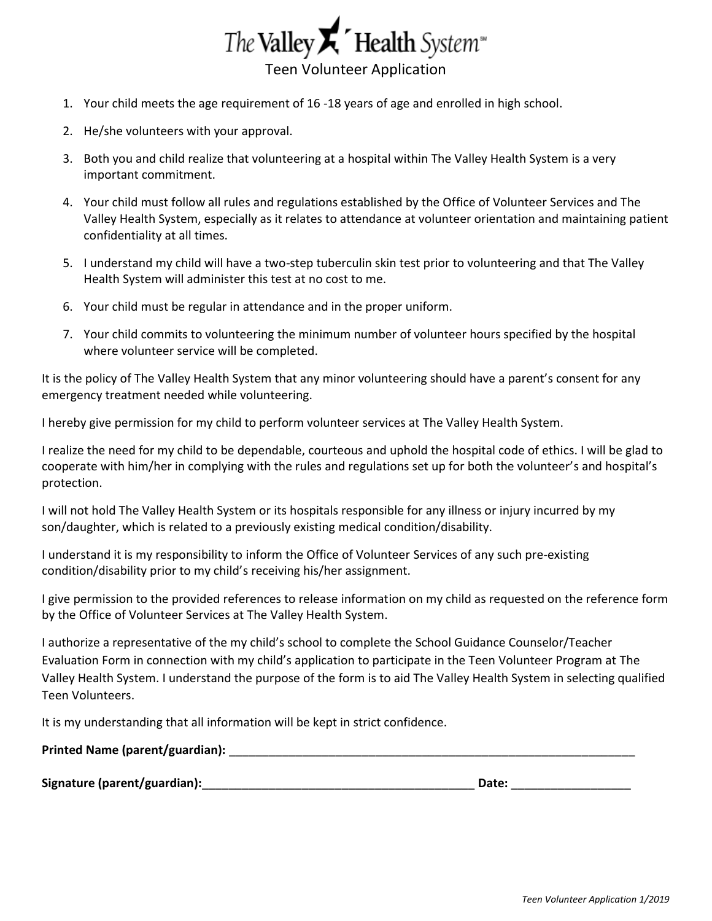# The Valley Health System

## Teen Volunteer Application

1. Your child meets the age requirement of 16 -18 years of age and enrolled in high school.
2. He/she volunteers with your approval.
3. Both you and child realize that volunteering at a hospital within The Valley Health System is a very important commitment.
4. Your child must follow all rules and regulations established by the Office of Volunteer Services and The Valley Health System, especially as it relates to attendance at volunteer orientation and maintaining patient confidentiality at all times.
5. I understand my child will have a two-step tuberculin skin test prior to volunteering and that The Valley Health System will administer this test at no cost to me.
6. Your child must be regular in attendance and in the proper uniform.
7. Your child commits to volunteering the minimum number of volunteer hours specified by the hospital where volunteer service will be completed.

It is the policy of The Valley Health System that any minor volunteering should have a parent's consent for any emergency treatment needed while volunteering.

I hereby give permission for my child to perform volunteer services at The Valley Health System.

I realize the need for my child to be dependable, courteous and uphold the hospital code of ethics. I will be glad to cooperate with him/her in complying with the rules and regulations set up for both the volunteer's and hospital's protection.

I will not hold The Valley Health System or its hospitals responsible for any illness or injury incurred by my son/daughter, which is related to a previously existing medical condition/disability.

I understand it is my responsibility to inform the Office of Volunteer Services of any such pre-existing condition/disability prior to my child's receiving his/her assignment.

I give permission to the provided references to release information on my child as requested on the reference form by the Office of Volunteer Services at The Valley Health System.

I authorize a representative of the my child's school to complete the School Guidance Counselor/Teacher Evaluation Form in connection with my child's application to participate in the Teen Volunteer Program at The Valley Health System. I understand the purpose of the form is to aid The Valley Health System in selecting qualified Teen Volunteers.

It is my understanding that all information will be kept in strict confidence.

**Printed Name (parent/guardian):** ________________________________________________________________

**Signature (parent/guardian):**_________________________________________ **Date:** __________________

*Teen Volunteer Application 1/2019*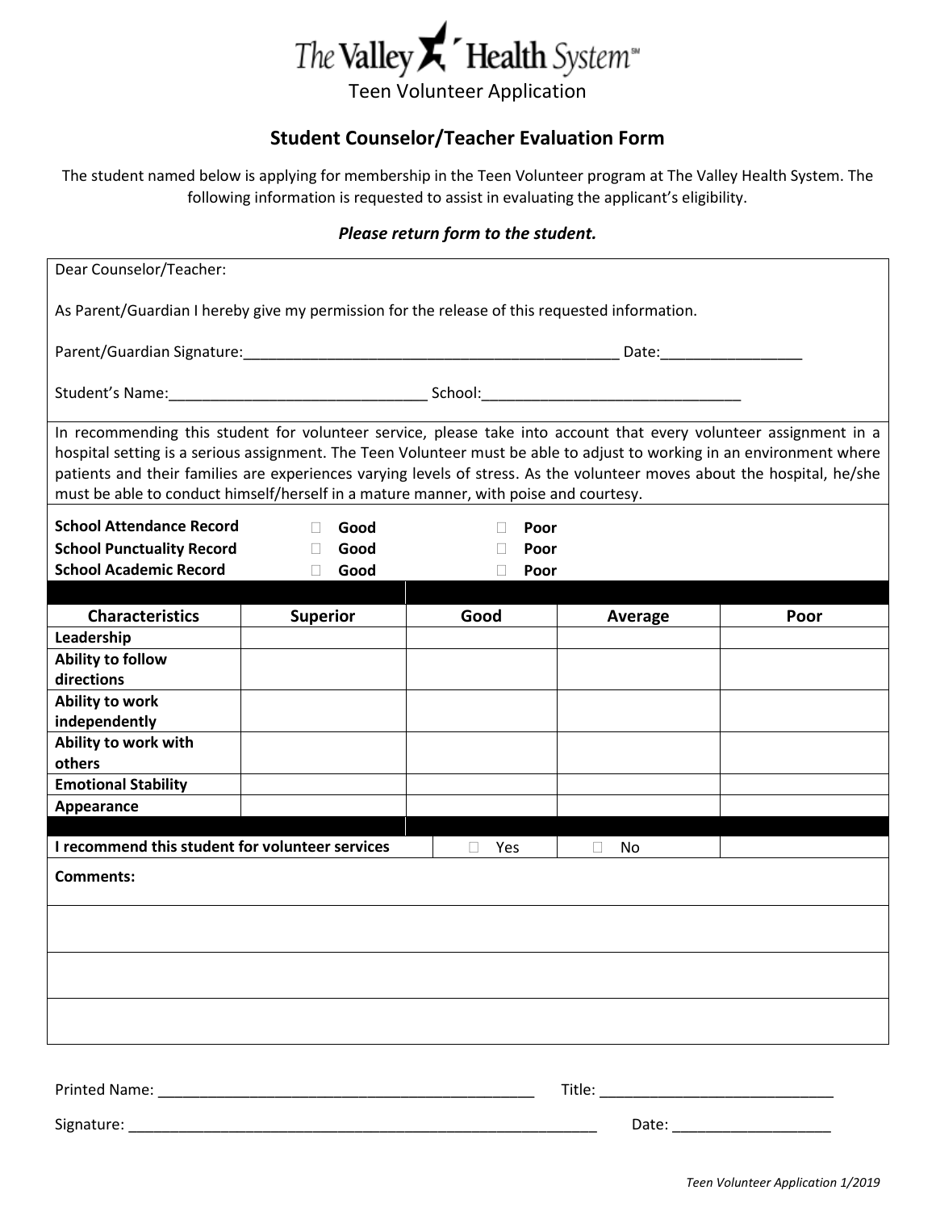# The Valley Health System

Teen Volunteer Application

## Student Counselor/Teacher Evaluation Form

The student named below is applying for membership in the Teen Volunteer program at The Valley Health System. The following information is requested to assist in evaluating the applicant's eligibility.

***Please return form to the student.***

Dear Counselor/Teacher:

As Parent/Guardian I hereby give my permission for the release of this requested information.

Parent/Guardian Signature:______________________________________________ Date:_________________

Student's Name:_______________________________ School:_______________________________

In recommending this student for volunteer service, please take into account that every volunteer assignment in a hospital setting is a serious assignment. The Teen Volunteer must be able to adjust to working in an environment where patients and their families are experiences varying levels of stress. As the volunteer moves about the hospital, he/she must be able to conduct himself/herself in a mature manner, with poise and courtesy.

**School Attendance Record** ☐ **Good** ☐ **Poor**
**School Punctuality Record** ☐ **Good** ☐ **Poor**
**School Academic Record** ☐ **Good** ☐ **Poor**

| Characteristics | Superior | Good | Average | Poor |
|---|---|---|---|---|
| **Leadership** | | | | |
| **Ability to follow directions** | | | | |
| **Ability to work independently** | | | | |
| **Ability to work with others** | | | | |
| **Emotional Stability** | | | | |
| **Appearance** | | | | |

**I recommend this student for volunteer services** ☐ Yes ☐ No

**Comments:**

Printed Name: _______________________________________________ Title: ____________________________

Signature: ___________________________________________________________ Date: ___________________

*Teen Volunteer Application 1/2019*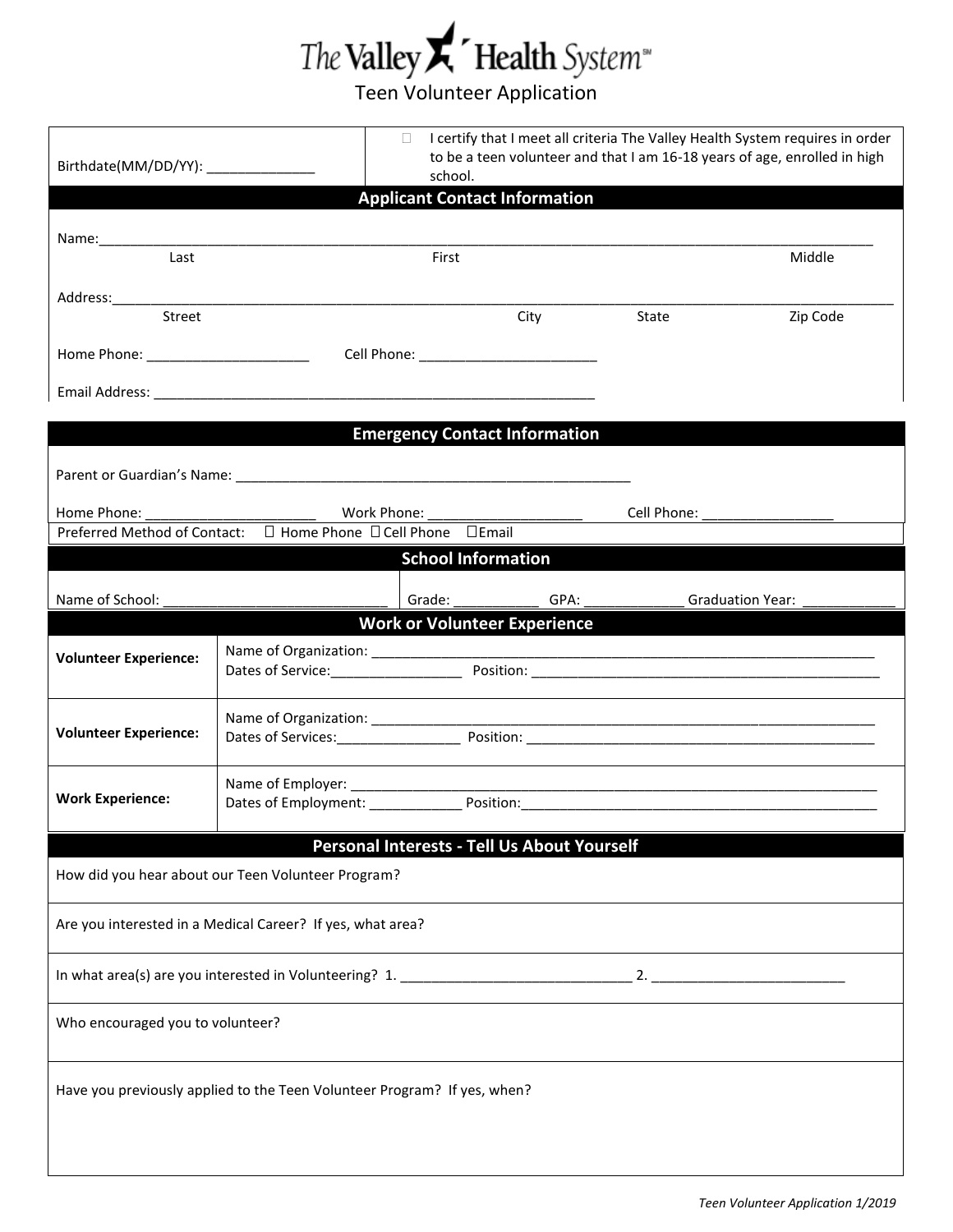# The Valley Health System

## Teen Volunteer Application

Birthdate(MM/DD/YY): ______________

☐ I certify that I meet all criteria The Valley Health System requires in order to be a teen volunteer and that I am 16-18 years of age, enrolled in high school.

### Applicant Contact Information

Name:______________________________________________________________________________
Last First Middle

Address:____________________________________________________________________________
Street City State Zip Code

Home Phone: _____________________ Cell Phone: _______________________

Email Address: ________________________________________________________

### Emergency Contact Information

Parent or Guardian's Name: _____________________________________________________

Home Phone: ______________________ Work Phone: ____________________ Cell Phone: _________________

Preferred Method of Contact: ☐ Home Phone ☐ Cell Phone ☐ Email

### School Information

Name of School: ______________________________ | Grade: ___________ GPA: _____________ Graduation Year: ____________

### Work or Volunteer Experience

| | |
|---|---|
| **Volunteer Experience:** | Name of Organization: ____________________________________________________________________<br>Dates of Service:________________ Position: _____________________________________________ |
| **Volunteer Experience:** | Name of Organization: ____________________________________________________________________<br>Dates of Services:________________ Position: _____________________________________________ |
| **Work Experience:** | Name of Employer: _______________________________________________________________________<br>Dates of Employment: ____________ Position:_______________________________________________ |

### Personal Interests - Tell Us About Yourself

How did you hear about our Teen Volunteer Program?

Are you interested in a Medical Career? If yes, what area?

In what area(s) are you interested in Volunteering? 1. ______________________________ 2. _________________________

Who encouraged you to volunteer?

Have you previously applied to the Teen Volunteer Program? If yes, when?

*Teen Volunteer Application 1/2019*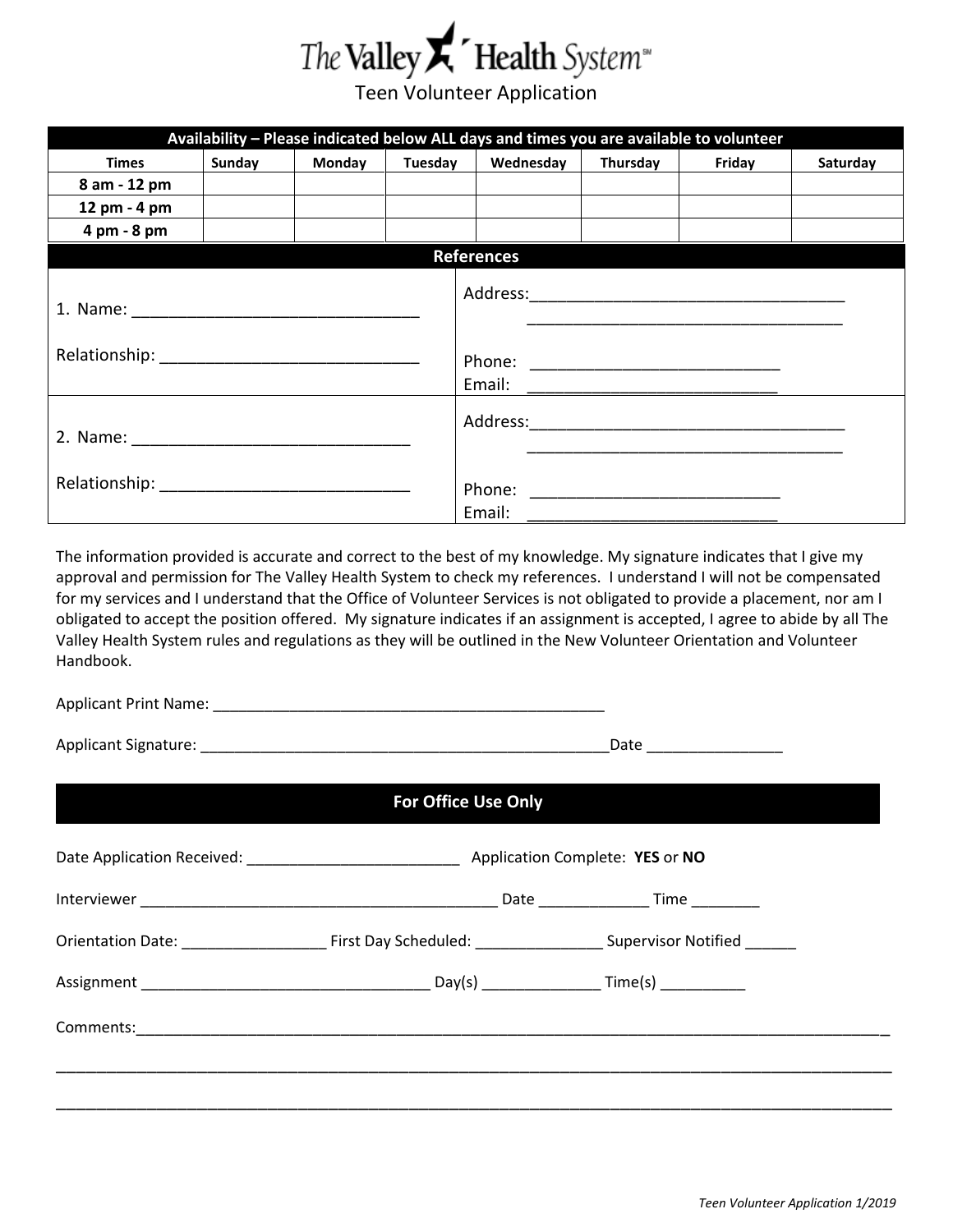# The Valley Health System

Teen Volunteer Application

| Availability – Please indicated below ALL days and times you are available to volunteer | | | | | | | |
|---|---|---|---|---|---|---|---|
| **Times** | **Sunday** | **Monday** | **Tuesday** | **Wednesday** | **Thursday** | **Friday** | **Saturday** |
| **8 am - 12 pm** | | | | | | | |
| **12 pm - 4 pm** | | | | | | | |
| **4 pm - 8 pm** | | | | | | | |

## References

| | |
|---|---|
| 1. Name: _______________________________<br><br>Relationship: ____________________________ | Address:__________________________________<br>__________________________________<br><br>Phone: ___________________________<br>Email: ___________________________ |
| 2. Name: ______________________________<br><br>Relationship: ___________________________ | Address:__________________________________<br>__________________________________<br><br>Phone: ___________________________<br>Email: ___________________________ |

The information provided is accurate and correct to the best of my knowledge. My signature indicates that I give my approval and permission for The Valley Health System to check my references. I understand I will not be compensated for my services and I understand that the Office of Volunteer Services is not obligated to provide a placement, nor am I obligated to accept the position offered. My signature indicates if an assignment is accepted, I agree to abide by all The Valley Health System rules and regulations as they will be outlined in the New Volunteer Orientation and Volunteer Handbook.

Applicant Print Name: ________________________________________________

Applicant Signature: ___________________________________________________Date ________________

## For Office Use Only

Date Application Received: _________________________ Application Complete: **YES** or **NO**

Interviewer ___________________________________________ Date _____________ Time ________

Orientation Date: _________________ First Day Scheduled: _______________ Supervisor Notified ______

Assignment __________________________________ Day(s) ______________ Time(s) __________

Comments:_____________________________________________________________________________________

_____________________________________________________________________________________________

_____________________________________________________________________________________________

*Teen Volunteer Application 1/2019*